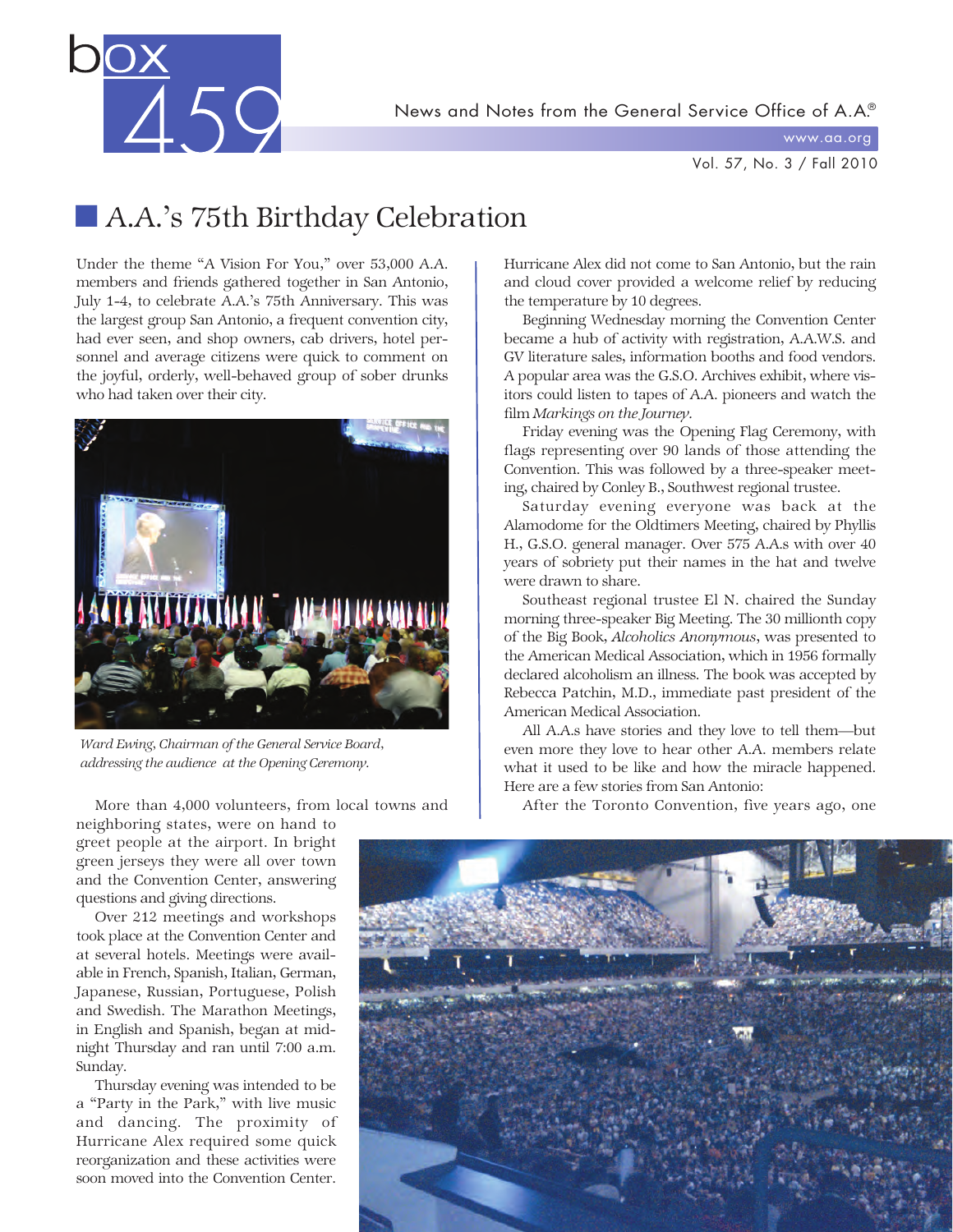# box 459

News and Notes from the General Service Office of A.A.®

www.aa.org

Vol. 57, No. 3 / Fall 2010

## A.A.'s 75th Birthday Celebration

Under the theme "A Vision For You," over 53,000 A.A. members and friends gathered together in San Antonio, July 1-4, to celebrate A.A.'s 75th Anniversary. This was the largest group San Antonio, a frequent convention city, had ever seen, and shop owners, cab drivers, hotel personnel and average citizens were quick to comment on the joyful, orderly, well-behaved group of sober drunks who had taken over their city.

*Ward Ewing, Chairman of the General Service Board, addressing the audience at the Opening Ceremony.*

More than 4,000 volunteers, from local towns and neighboring states, were on hand to greet people at the airport. In bright green jerseys they were all over town and the Convention Center, answering questions and giving directions.

Over 212 meetings and workshops took place at the Convention Center and at several hotels. Meetings were available in French, Spanish, Italian, German, Japanese, Russian, Portuguese, Polish and Swedish. The Marathon Meetings, in English and Spanish, began at midnight Thursday and ran until 7:00 a.m. Sunday.

Thursday evening was intended to be a "Party in the Park," with live music and dancing. The proximity of Hurricane Alex required some quick reorganization and these activities were soon moved into the Convention Center. Hurricane Alex did not come to San Antonio, but the rain and cloud cover provided a welcome relief by reducing the temperature by 10 degrees.

Beginning Wednesday morning the Convention Center became a hub of activity with registration, A.A.W.S. and GV literature sales, information booths and food vendors. A popular area was the G.S.O. Archives exhibit, where visitors could listen to tapes of A.A. pioneers and watch the film *Markings on the Journey*.

Friday evening was the Opening Flag Ceremony, with flags representing over 90 lands of those attending the Convention. This was followed by a three-speaker meeting, chaired by Conley B., Southwest regional trustee.

Saturday evening everyone was back at the Alamodome for the Oldtimers Meeting, chaired by Phyllis H., G.S.O. general manager. Over 575 A.A.s with over 40 years of sobriety put their names in the hat and twelve were drawn to share.

Southeast regional trustee El N. chaired the Sunday morning three-speaker Big Meeting. The 30 millionth copy of the Big Book, *Alcoholics Anonymous*, was presented to the American Medical Association, which in 1956 formally declared alcoholism an illness. The book was accepted by Rebecca Patchin, M.D., immediate past president of the American Medical Association.

All A.A.s have stories and they love to tell them—but even more they love to hear other A.A. members relate what it used to be like and how the miracle happened. Here are a few stories from San Antonio:

After the Toronto Convention, five years ago, one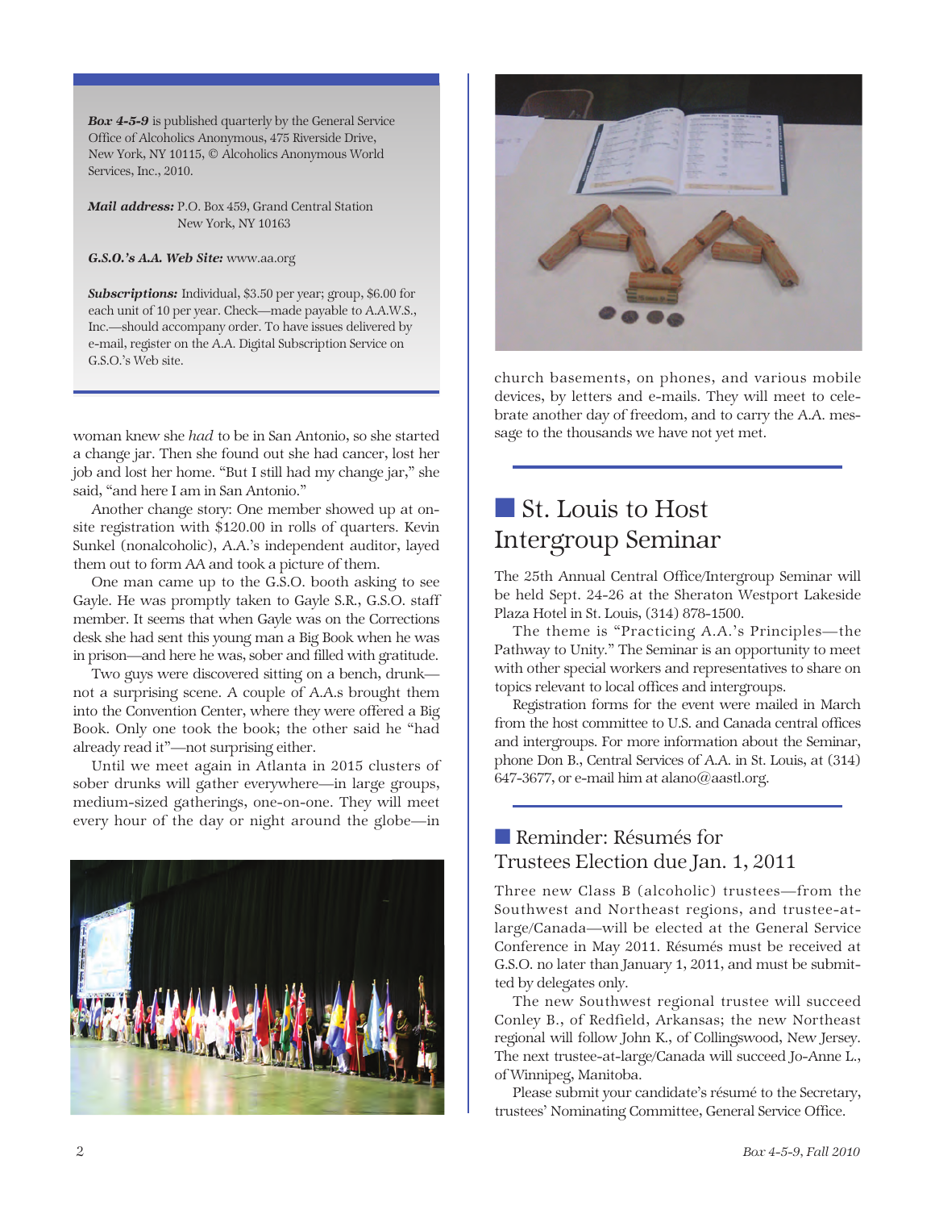*Box 4-5-9* is published quarterly by the General Service Office of Alcoholics Anonymous, 475 Riverside Drive, New York, NY 10115, © Alcoholics Anonymous World Services, Inc., 2010.

***Mail address:*** P.O. Box 459, Grand Central Station
New York, NY 10163

***G.S.O.'s A.A. Web Site:*** www.aa.org

***Subscriptions:*** Individual, $3.50 per year; group, $6.00 for each unit of 10 per year. Check—made payable to A.A.W.S., Inc.—should accompany order. To have issues delivered by e-mail, register on the A.A. Digital Subscription Service on G.S.O.'s Web site.

woman knew she *had* to be in San Antonio, so she started a change jar. Then she found out she had cancer, lost her job and lost her home. "But I still had my change jar," she said, "and here I am in San Antonio."

Another change story: One member showed up at on-site registration with $120.00 in rolls of quarters. Kevin Sunkel (nonalcoholic), A.A.'s independent auditor, layed them out to form AA and took a picture of them.

One man came up to the G.S.O. booth asking to see Gayle. He was promptly taken to Gayle S.R., G.S.O. staff member. It seems that when Gayle was on the Corrections desk she had sent this young man a Big Book when he was in prison—and here he was, sober and filled with gratitude.

Two guys were discovered sitting on a bench, drunk—not a surprising scene. A couple of A.A.s brought them into the Convention Center, where they were offered a Big Book. Only one took the book; the other said he "had already read it"—not surprising either.

Until we meet again in Atlanta in 2015 clusters of sober drunks will gather everywhere—in large groups, medium-sized gatherings, one-on-one. They will meet every hour of the day or night around the globe—in church basements, on phones, and various mobile devices, by letters and e-mails. They will meet to celebrate another day of freedom, and to carry the A.A. message to the thousands we have not yet met.

## St. Louis to Host Intergroup Seminar

The 25th Annual Central Office/Intergroup Seminar will be held Sept. 24-26 at the Sheraton Westport Lakeside Plaza Hotel in St. Louis, (314) 878-1500.

The theme is "Practicing A.A.'s Principles—the Pathway to Unity." The Seminar is an opportunity to meet with other special workers and representatives to share on topics relevant to local offices and intergroups.

Registration forms for the event were mailed in March from the host committee to U.S. and Canada central offices and intergroups. For more information about the Seminar, phone Don B., Central Services of A.A. in St. Louis, at (314) 647-3677, or e-mail him at alano@aastl.org.

### Reminder: Résumés for Trustees Election due Jan. 1, 2011

Three new Class B (alcoholic) trustees—from the Southwest and Northeast regions, and trustee-at-large/Canada—will be elected at the General Service Conference in May 2011. Résumés must be received at G.S.O. no later than January 1, 2011, and must be submitted by delegates only.

The new Southwest regional trustee will succeed Conley B., of Redfield, Arkansas; the new Northeast regional will follow John K., of Collingswood, New Jersey. The next trustee-at-large/Canada will succeed Jo-Anne L., of Winnipeg, Manitoba.

Please submit your candidate's résumé to the Secretary, trustees' Nominating Committee, General Service Office.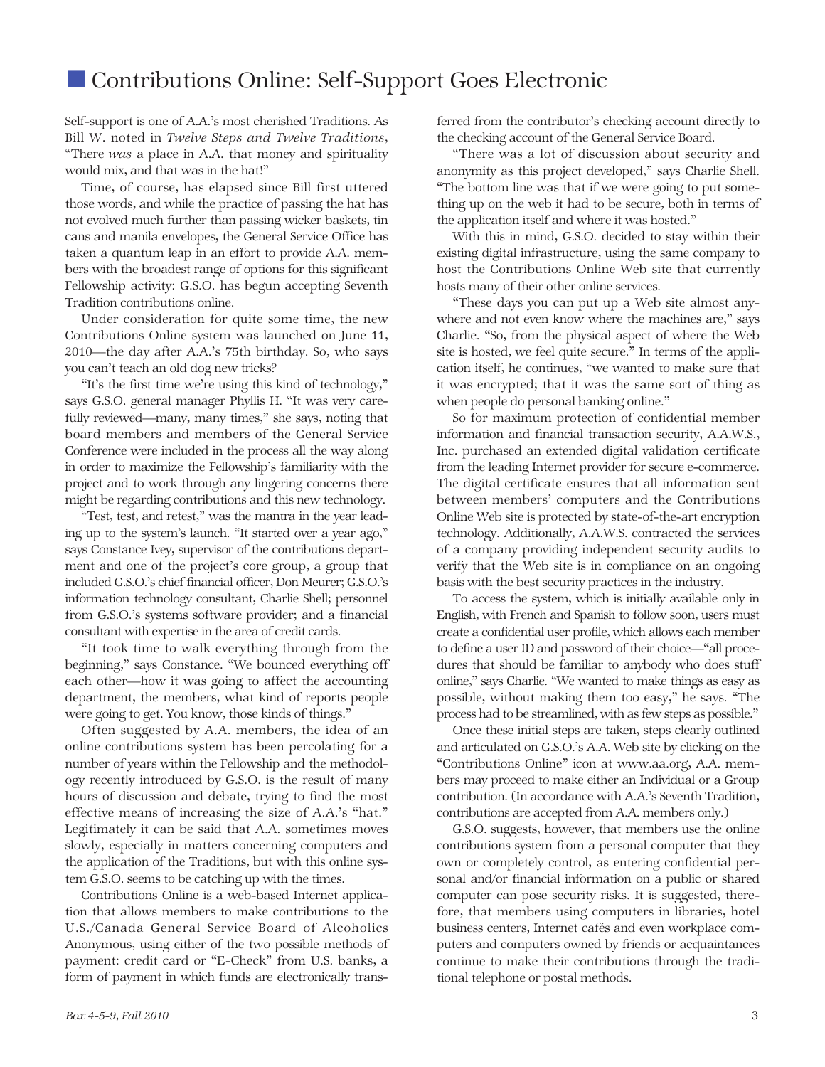# Contributions Online: Self-Support Goes Electronic

Self-support is one of A.A.'s most cherished Traditions. As Bill W. noted in *Twelve Steps and Twelve Traditions*, "There *was* a place in A.A. that money and spirituality would mix, and that was in the hat!"

Time, of course, has elapsed since Bill first uttered those words, and while the practice of passing the hat has not evolved much further than passing wicker baskets, tin cans and manila envelopes, the General Service Office has taken a quantum leap in an effort to provide A.A. members with the broadest range of options for this significant Fellowship activity: G.S.O. has begun accepting Seventh Tradition contributions online.

Under consideration for quite some time, the new Contributions Online system was launched on June 11, 2010—the day after A.A.'s 75th birthday. So, who says you can't teach an old dog new tricks?

"It's the first time we're using this kind of technology," says G.S.O. general manager Phyllis H. "It was very carefully reviewed—many, many times," she says, noting that board members and members of the General Service Conference were included in the process all the way along in order to maximize the Fellowship's familiarity with the project and to work through any lingering concerns there might be regarding contributions and this new technology.

"Test, test, and retest," was the mantra in the year leading up to the system's launch. "It started over a year ago," says Constance Ivey, supervisor of the contributions department and one of the project's core group, a group that included G.S.O.'s chief financial officer, Don Meurer; G.S.O.'s information technology consultant, Charlie Shell; personnel from G.S.O.'s systems software provider; and a financial consultant with expertise in the area of credit cards.

"It took time to walk everything through from the beginning," says Constance. "We bounced everything off each other—how it was going to affect the accounting department, the members, what kind of reports people were going to get. You know, those kinds of things."

Often suggested by A.A. members, the idea of an online contributions system has been percolating for a number of years within the Fellowship and the methodology recently introduced by G.S.O. is the result of many hours of discussion and debate, trying to find the most effective means of increasing the size of A.A.'s "hat." Legitimately it can be said that A.A. sometimes moves slowly, especially in matters concerning computers and the application of the Traditions, but with this online system G.S.O. seems to be catching up with the times.

Contributions Online is a web-based Internet application that allows members to make contributions to the U.S./Canada General Service Board of Alcoholics Anonymous, using either of the two possible methods of payment: credit card or "E-Check" from U.S. banks, a form of payment in which funds are electronically transferred from the contributor's checking account directly to the checking account of the General Service Board.

"There was a lot of discussion about security and anonymity as this project developed," says Charlie Shell. "The bottom line was that if we were going to put something up on the web it had to be secure, both in terms of the application itself and where it was hosted."

With this in mind, G.S.O. decided to stay within their existing digital infrastructure, using the same company to host the Contributions Online Web site that currently hosts many of their other online services.

"These days you can put up a Web site almost anywhere and not even know where the machines are," says Charlie. "So, from the physical aspect of where the Web site is hosted, we feel quite secure." In terms of the application itself, he continues, "we wanted to make sure that it was encrypted; that it was the same sort of thing as when people do personal banking online."

So for maximum protection of confidential member information and financial transaction security, A.A.W.S., Inc. purchased an extended digital validation certificate from the leading Internet provider for secure e-commerce. The digital certificate ensures that all information sent between members' computers and the Contributions Online Web site is protected by state-of-the-art encryption technology. Additionally, A.A.W.S. contracted the services of a company providing independent security audits to verify that the Web site is in compliance on an ongoing basis with the best security practices in the industry.

To access the system, which is initially available only in English, with French and Spanish to follow soon, users must create a confidential user profile, which allows each member to define a user ID and password of their choice—"all procedures that should be familiar to anybody who does stuff online," says Charlie. "We wanted to make things as easy as possible, without making them too easy," he says. "The process had to be streamlined, with as few steps as possible."

Once these initial steps are taken, steps clearly outlined and articulated on G.S.O.'s A.A. Web site by clicking on the "Contributions Online" icon at www.aa.org, A.A. members may proceed to make either an Individual or a Group contribution. (In accordance with A.A.'s Seventh Tradition, contributions are accepted from A.A. members only.)

G.S.O. suggests, however, that members use the online contributions system from a personal computer that they own or completely control, as entering confidential personal and/or financial information on a public or shared computer can pose security risks. It is suggested, therefore, that members using computers in libraries, hotel business centers, Internet cafés and even workplace computers and computers owned by friends or acquaintances continue to make their contributions through the traditional telephone or postal methods.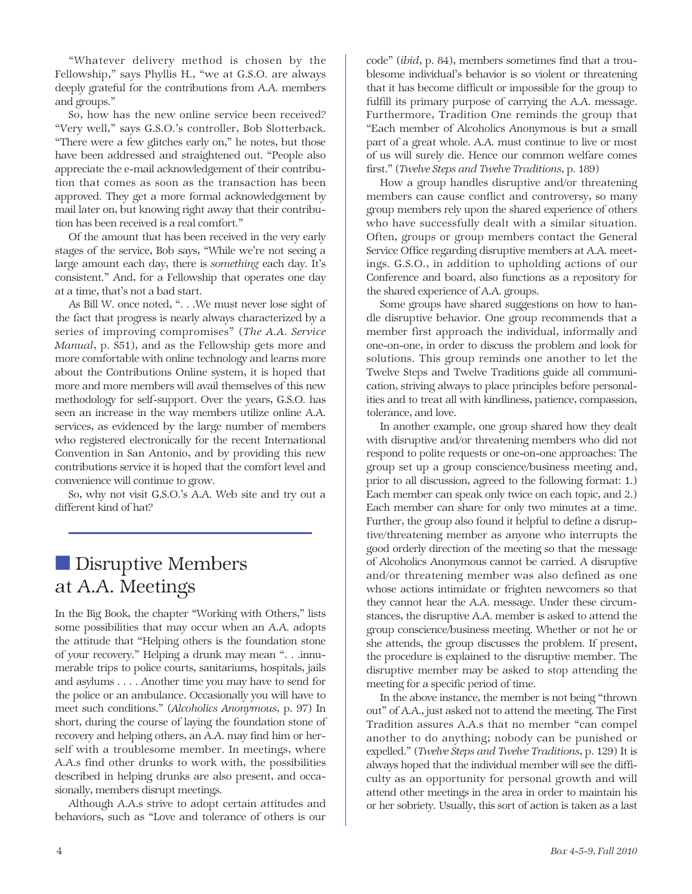"Whatever delivery method is chosen by the Fellowship," says Phyllis H., "we at G.S.O. are always deeply grateful for the contributions from A.A. members and groups."

So, how has the new online service been received? "Very well," says G.S.O.'s controller, Bob Slotterback. "There were a few glitches early on," he notes, but those have been addressed and straightened out. "People also appreciate the e-mail acknowledgement of their contribution that comes as soon as the transaction has been approved. They get a more formal acknowledgement by mail later on, but knowing right away that their contribution has been received is a real comfort."

Of the amount that has been received in the very early stages of the service, Bob says, "While we're not seeing a large amount each day, there is *something* each day. It's consistent." And, for a Fellowship that operates one day at a time, that's not a bad start.

As Bill W. once noted, ". . .We must never lose sight of the fact that progress is nearly always characterized by a series of improving compromises" (*The A.A. Service Manual*, p. S51), and as the Fellowship gets more and more comfortable with online technology and learns more about the Contributions Online system, it is hoped that more and more members will avail themselves of this new methodology for self-support. Over the years, G.S.O. has seen an increase in the way members utilize online A.A. services, as evidenced by the large number of members who registered electronically for the recent International Convention in San Antonio, and by providing this new contributions service it is hoped that the comfort level and convenience will continue to grow.

So, why not visit G.S.O.'s A.A. Web site and try out a different kind of hat?

## Disruptive Members at A.A. Meetings

In the Big Book, the chapter "Working with Others," lists some possibilities that may occur when an A.A. adopts the attitude that "Helping others is the foundation stone of your recovery." Helping a drunk may mean ". . .innumerable trips to police courts, sanitariums, hospitals, jails and asylums . . . . Another time you may have to send for the police or an ambulance. Occasionally you will have to meet such conditions." (*Alcoholics Anonymous*, p. 97) In short, during the course of laying the foundation stone of recovery and helping others, an A.A. may find him or herself with a troublesome member. In meetings, where A.A.s find other drunks to work with, the possibilities described in helping drunks are also present, and occasionally, members disrupt meetings.

Although A.A.s strive to adopt certain attitudes and behaviors, such as "Love and tolerance of others is our code" (*ibid*, p. 84), members sometimes find that a troublesome individual's behavior is so violent or threatening that it has become difficult or impossible for the group to fulfill its primary purpose of carrying the A.A. message. Furthermore, Tradition One reminds the group that "Each member of Alcoholics Anonymous is but a small part of a great whole. A.A. must continue to live or most of us will surely die. Hence our common welfare comes first." (*Twelve Steps and Twelve Traditions*, p. 189)

How a group handles disruptive and/or threatening members can cause conflict and controversy, so many group members rely upon the shared experience of others who have successfully dealt with a similar situation. Often, groups or group members contact the General Service Office regarding disruptive members at A.A. meetings. G.S.O., in addition to upholding actions of our Conference and board, also functions as a repository for the shared experience of A.A. groups.

Some groups have shared suggestions on how to handle disruptive behavior. One group recommends that a member first approach the individual, informally and one-on-one, in order to discuss the problem and look for solutions. This group reminds one another to let the Twelve Steps and Twelve Traditions guide all communication, striving always to place principles before personalities and to treat all with kindliness, patience, compassion, tolerance, and love.

In another example, one group shared how they dealt with disruptive and/or threatening members who did not respond to polite requests or one-on-one approaches: The group set up a group conscience/business meeting and, prior to all discussion, agreed to the following format: 1.) Each member can speak only twice on each topic, and 2.) Each member can share for only two minutes at a time. Further, the group also found it helpful to define a disruptive/threatening member as anyone who interrupts the good orderly direction of the meeting so that the message of Alcoholics Anonymous cannot be carried. A disruptive and/or threatening member was also defined as one whose actions intimidate or frighten newcomers so that they cannot hear the A.A. message. Under these circumstances, the disruptive A.A. member is asked to attend the group conscience/business meeting. Whether or not he or she attends, the group discusses the problem. If present, the procedure is explained to the disruptive member. The disruptive member may be asked to stop attending the meeting for a specific period of time.

In the above instance, the member is not being "thrown out" of A.A., just asked not to attend the meeting. The First Tradition assures A.A.s that no member "can compel another to do anything; nobody can be punished or expelled." (*Twelve Steps and Twelve Traditions*, p. 129) It is always hoped that the individual member will see the difficulty as an opportunity for personal growth and will attend other meetings in the area in order to maintain his or her sobriety. Usually, this sort of action is taken as a last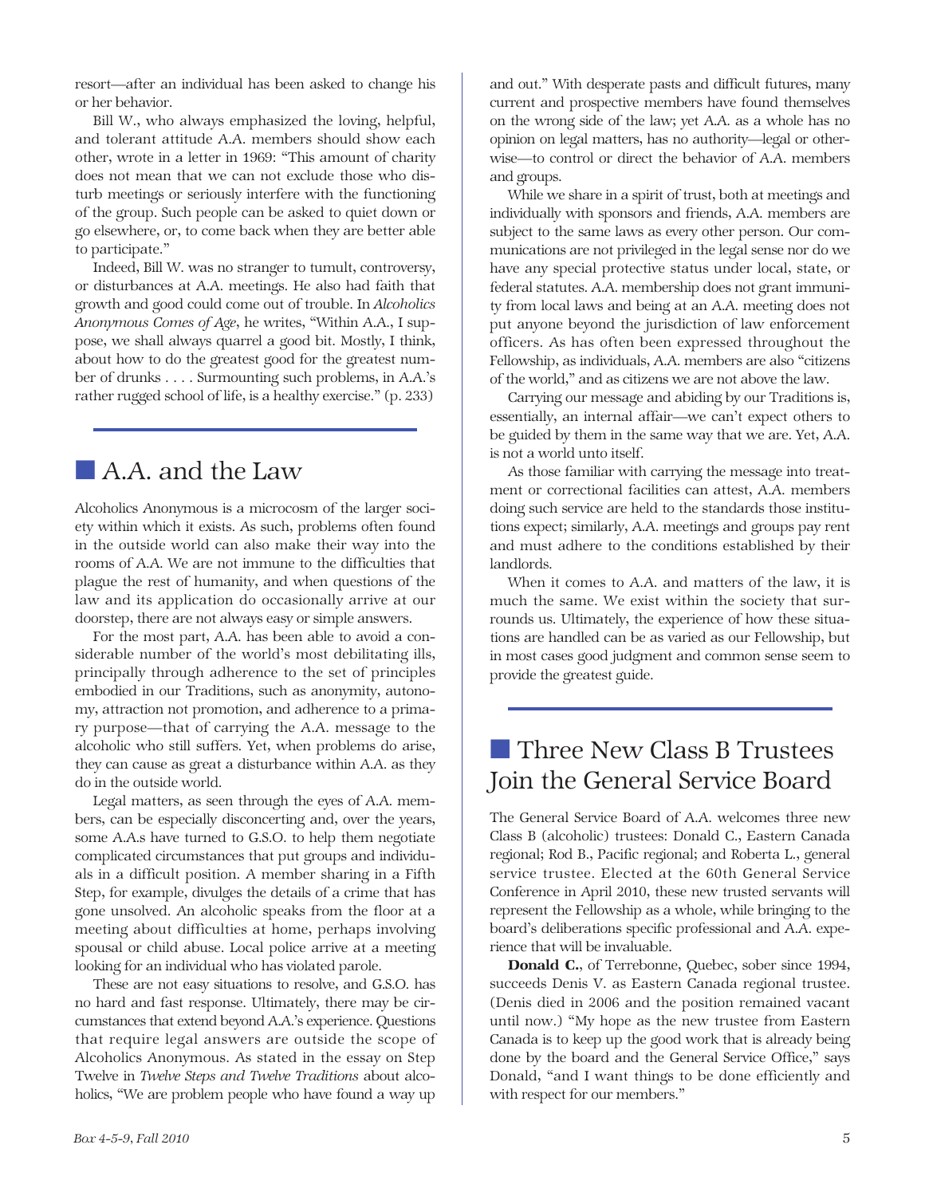resort—after an individual has been asked to change his or her behavior.

Bill W., who always emphasized the loving, helpful, and tolerant attitude A.A. members should show each other, wrote in a letter in 1969: "This amount of charity does not mean that we can not exclude those who disturb meetings or seriously interfere with the functioning of the group. Such people can be asked to quiet down or go elsewhere, or, to come back when they are better able to participate."

Indeed, Bill W. was no stranger to tumult, controversy, or disturbances at A.A. meetings. He also had faith that growth and good could come out of trouble. In *Alcoholics Anonymous Comes of Age*, he writes, "Within A.A., I suppose, we shall always quarrel a good bit. Mostly, I think, about how to do the greatest good for the greatest number of drunks . . . . Surmounting such problems, in A.A.'s rather rugged school of life, is a healthy exercise." (p. 233)

## A.A. and the Law

Alcoholics Anonymous is a microcosm of the larger society within which it exists. As such, problems often found in the outside world can also make their way into the rooms of A.A. We are not immune to the difficulties that plague the rest of humanity, and when questions of the law and its application do occasionally arrive at our doorstep, there are not always easy or simple answers.

For the most part, A.A. has been able to avoid a considerable number of the world's most debilitating ills, principally through adherence to the set of principles embodied in our Traditions, such as anonymity, autonomy, attraction not promotion, and adherence to a primary purpose—that of carrying the A.A. message to the alcoholic who still suffers. Yet, when problems do arise, they can cause as great a disturbance within A.A. as they do in the outside world.

Legal matters, as seen through the eyes of A.A. members, can be especially disconcerting and, over the years, some A.A.s have turned to G.S.O. to help them negotiate complicated circumstances that put groups and individuals in a difficult position. A member sharing in a Fifth Step, for example, divulges the details of a crime that has gone unsolved. An alcoholic speaks from the floor at a meeting about difficulties at home, perhaps involving spousal or child abuse. Local police arrive at a meeting looking for an individual who has violated parole.

These are not easy situations to resolve, and G.S.O. has no hard and fast response. Ultimately, there may be circumstances that extend beyond A.A.'s experience. Questions that require legal answers are outside the scope of Alcoholics Anonymous. As stated in the essay on Step Twelve in *Twelve Steps and Twelve Traditions* about alcoholics, "We are problem people who have found a way up and out." With desperate pasts and difficult futures, many current and prospective members have found themselves on the wrong side of the law; yet A.A. as a whole has no opinion on legal matters, has no authority—legal or otherwise—to control or direct the behavior of A.A. members and groups.

While we share in a spirit of trust, both at meetings and individually with sponsors and friends, A.A. members are subject to the same laws as every other person. Our communications are not privileged in the legal sense nor do we have any special protective status under local, state, or federal statutes. A.A. membership does not grant immunity from local laws and being at an A.A. meeting does not put anyone beyond the jurisdiction of law enforcement officers. As has often been expressed throughout the Fellowship, as individuals, A.A. members are also "citizens of the world," and as citizens we are not above the law.

Carrying our message and abiding by our Traditions is, essentially, an internal affair—we can't expect others to be guided by them in the same way that we are. Yet, A.A. is not a world unto itself.

As those familiar with carrying the message into treatment or correctional facilities can attest, A.A. members doing such service are held to the standards those institutions expect; similarly, A.A. meetings and groups pay rent and must adhere to the conditions established by their landlords.

When it comes to A.A. and matters of the law, it is much the same. We exist within the society that surrounds us. Ultimately, the experience of how these situations are handled can be as varied as our Fellowship, but in most cases good judgment and common sense seem to provide the greatest guide.

## Three New Class B Trustees Join the General Service Board

The General Service Board of A.A. welcomes three new Class B (alcoholic) trustees: Donald C., Eastern Canada regional; Rod B., Pacific regional; and Roberta L., general service trustee. Elected at the 60th General Service Conference in April 2010, these new trusted servants will represent the Fellowship as a whole, while bringing to the board's deliberations specific professional and A.A. experience that will be invaluable.

**Donald C.**, of Terrebonne, Quebec, sober since 1994, succeeds Denis V. as Eastern Canada regional trustee. (Denis died in 2006 and the position remained vacant until now.) "My hope as the new trustee from Eastern Canada is to keep up the good work that is already being done by the board and the General Service Office," says Donald, "and I want things to be done efficiently and with respect for our members."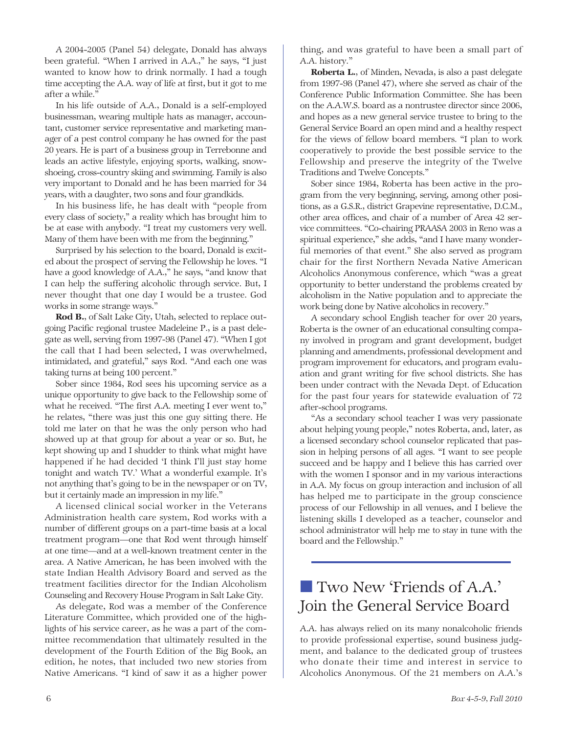A 2004-2005 (Panel 54) delegate, Donald has always been grateful. "When I arrived in A.A.," he says, "I just wanted to know how to drink normally. I had a tough time accepting the A.A. way of life at first, but it got to me after a while."

In his life outside of A.A., Donald is a self-employed businessman, wearing multiple hats as manager, accountant, customer service representative and marketing manager of a pest control company he has owned for the past 20 years. He is part of a business group in Terrebonne and leads an active lifestyle, enjoying sports, walking, snowshoeing, cross-country skiing and swimming. Family is also very important to Donald and he has been married for 34 years, with a daughter, two sons and four grandkids.

In his business life, he has dealt with "people from every class of society," a reality which has brought him to be at ease with anybody. "I treat my customers very well. Many of them have been with me from the beginning."

Surprised by his selection to the board, Donald is excited about the prospect of serving the Fellowship he loves. "I have a good knowledge of A.A.," he says, "and know that I can help the suffering alcoholic through service. But, I never thought that one day I would be a trustee. God works in some strange ways."

**Rod B.**, of Salt Lake City, Utah, selected to replace outgoing Pacific regional trustee Madeleine P., is a past delegate as well, serving from 1997-98 (Panel 47). "When I got the call that I had been selected, I was overwhelmed, intimidated, and grateful," says Rod. "And each one was taking turns at being 100 percent."

Sober since 1984, Rod sees his upcoming service as a unique opportunity to give back to the Fellowship some of what he received. "The first A.A. meeting I ever went to," he relates, "there was just this one guy sitting there. He told me later on that he was the only person who had showed up at that group for about a year or so. But, he kept showing up and I shudder to think what might have happened if he had decided 'I think I'll just stay home tonight and watch TV.' What a wonderful example. It's not anything that's going to be in the newspaper or on TV, but it certainly made an impression in my life."

A licensed clinical social worker in the Veterans Administration health care system, Rod works with a number of different groups on a part-time basis at a local treatment program—one that Rod went through himself at one time—and at a well-known treatment center in the area. A Native American, he has been involved with the state Indian Health Advisory Board and served as the treatment facilities director for the Indian Alcoholism Counseling and Recovery House Program in Salt Lake City.

As delegate, Rod was a member of the Conference Literature Committee, which provided one of the highlights of his service career, as he was a part of the committee recommendation that ultimately resulted in the development of the Fourth Edition of the Big Book, an edition, he notes, that included two new stories from Native Americans. "I kind of saw it as a higher power thing, and was grateful to have been a small part of A.A. history."

**Roberta L.**, of Minden, Nevada, is also a past delegate from 1997-98 (Panel 47), where she served as chair of the Conference Public Information Committee. She has been on the A.A.W.S. board as a nontrustee director since 2006, and hopes as a new general service trustee to bring to the General Service Board an open mind and a healthy respect for the views of fellow board members. "I plan to work cooperatively to provide the best possible service to the Fellowship and preserve the integrity of the Twelve Traditions and Twelve Concepts."

Sober since 1984, Roberta has been active in the program from the very beginning, serving, among other positions, as a G.S.R., district Grapevine representative, D.C.M., other area offices, and chair of a number of Area 42 service committees. "Co-chairing PRAASA 2003 in Reno was a spiritual experience," she adds, "and I have many wonderful memories of that event." She also served as program chair for the first Northern Nevada Native American Alcoholics Anonymous conference, which "was a great opportunity to better understand the problems created by alcoholism in the Native population and to appreciate the work being done by Native alcoholics in recovery."

A secondary school English teacher for over 20 years, Roberta is the owner of an educational consulting company involved in program and grant development, budget planning and amendments, professional development and program improvement for educators, and program evaluation and grant writing for five school districts. She has been under contract with the Nevada Dept. of Education for the past four years for statewide evaluation of 72 after-school programs.

"As a secondary school teacher I was very passionate about helping young people," notes Roberta, and, later, as a licensed secondary school counselor replicated that passion in helping persons of all ages. "I want to see people succeed and be happy and I believe this has carried over with the women I sponsor and in my various interactions in A.A. My focus on group interaction and inclusion of all has helped me to participate in the group conscience process of our Fellowship in all venues, and I believe the listening skills I developed as a teacher, counselor and school administrator will help me to stay in tune with the board and the Fellowship."

## Two New 'Friends of A.A.' Join the General Service Board

A.A. has always relied on its many nonalcoholic friends to provide professional expertise, sound business judgment, and balance to the dedicated group of trustees who donate their time and interest in service to Alcoholics Anonymous. Of the 21 members on A.A.'s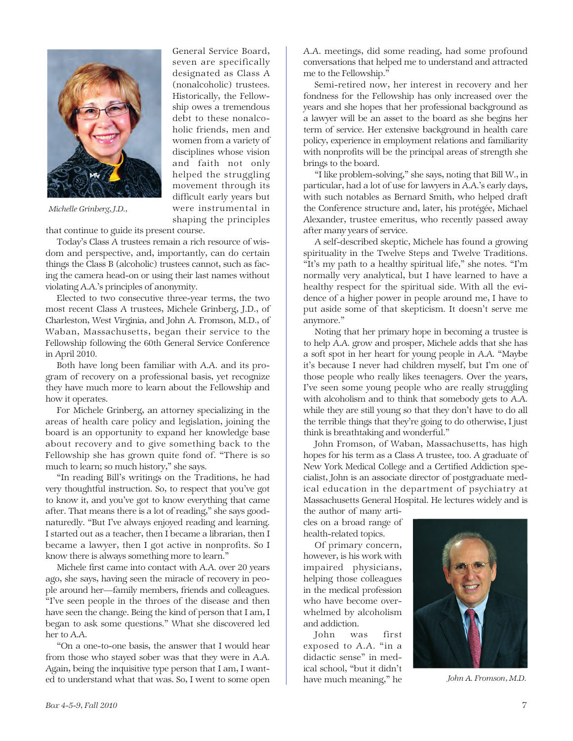General Service Board, seven are specifically designated as Class A (nonalcoholic) trustees. Historically, the Fellowship owes a tremendous debt to these nonalcoholic friends, men and women from a variety of disciplines whose vision and faith not only helped the struggling movement through its difficult early years but were instrumental in shaping the principles that continue to guide its present course.

*Michelle Grinberg, J.D.,*

Today's Class A trustees remain a rich resource of wisdom and perspective, and, importantly, can do certain things the Class B (alcoholic) trustees cannot, such as facing the camera head-on or using their last names without violating A.A.'s principles of anonymity.

Elected to two consecutive three-year terms, the two most recent Class A trustees, Michele Grinberg, J.D., of Charleston, West Virginia, and John A. Fromson, M.D., of Waban, Massachusetts, began their service to the Fellowship following the 60th General Service Conference in April 2010.

Both have long been familiar with A.A. and its program of recovery on a professional basis, yet recognize they have much more to learn about the Fellowship and how it operates.

For Michele Grinberg, an attorney specializing in the areas of health care policy and legislation, joining the board is an opportunity to expand her knowledge base about recovery and to give something back to the Fellowship she has grown quite fond of. "There is so much to learn; so much history," she says.

"In reading Bill's writings on the Traditions, he had very thoughtful instruction. So, to respect that you've got to know it, and you've got to know everything that came after. That means there is a lot of reading," she says good-naturedly. "But I've always enjoyed reading and learning. I started out as a teacher, then I became a librarian, then I became a lawyer, then I got active in nonprofits. So I know there is always something more to learn."

Michele first came into contact with A.A. over 20 years ago, she says, having seen the miracle of recovery in people around her—family members, friends and colleagues. "I've seen people in the throes of the disease and then have seen the change. Being the kind of person that I am, I began to ask some questions." What she discovered led her to A.A.

"On a one-to-one basis, the answer that I would hear from those who stayed sober was that they were in A.A. Again, being the inquisitive type person that I am, I wanted to understand what that was. So, I went to some open A.A. meetings, did some reading, had some profound conversations that helped me to understand and attracted me to the Fellowship."

Semi-retired now, her interest in recovery and her fondness for the Fellowship has only increased over the years and she hopes that her professional background as a lawyer will be an asset to the board as she begins her term of service. Her extensive background in health care policy, experience in employment relations and familiarity with nonprofits will be the principal areas of strength she brings to the board.

"I like problem-solving," she says, noting that Bill W., in particular, had a lot of use for lawyers in A.A.'s early days, with such notables as Bernard Smith, who helped draft the Conference structure and, later, his protégée, Michael Alexander, trustee emeritus, who recently passed away after many years of service.

A self-described skeptic, Michele has found a growing spirituality in the Twelve Steps and Twelve Traditions. "It's my path to a healthy spiritual life," she notes. "I'm normally very analytical, but I have learned to have a healthy respect for the spiritual side. With all the evidence of a higher power in people around me, I have to put aside some of that skepticism. It doesn't serve me anymore."

Noting that her primary hope in becoming a trustee is to help A.A. grow and prosper, Michele adds that she has a soft spot in her heart for young people in A.A. "Maybe it's because I never had children myself, but I'm one of those people who really likes teenagers. Over the years, I've seen some young people who are really struggling with alcoholism and to think that somebody gets to A.A. while they are still young so that they don't have to do all the terrible things that they're going to do otherwise, I just think is breathtaking and wonderful."

John Fromson, of Waban, Massachusetts, has high hopes for his term as a Class A trustee, too. A graduate of New York Medical College and a Certified Addiction specialist, John is an associate director of postgraduate medical education in the department of psychiatry at Massachusetts General Hospital. He lectures widely and is the author of many articles on a broad range of health-related topics.

Of primary concern, however, is his work with impaired physicians, helping those colleagues in the medical profession who have become overwhelmed by alcoholism and addiction.

*John A. Fromson, M.D.*

John was first exposed to A.A. "in a didactic sense" in medical school, "but it didn't have much meaning," he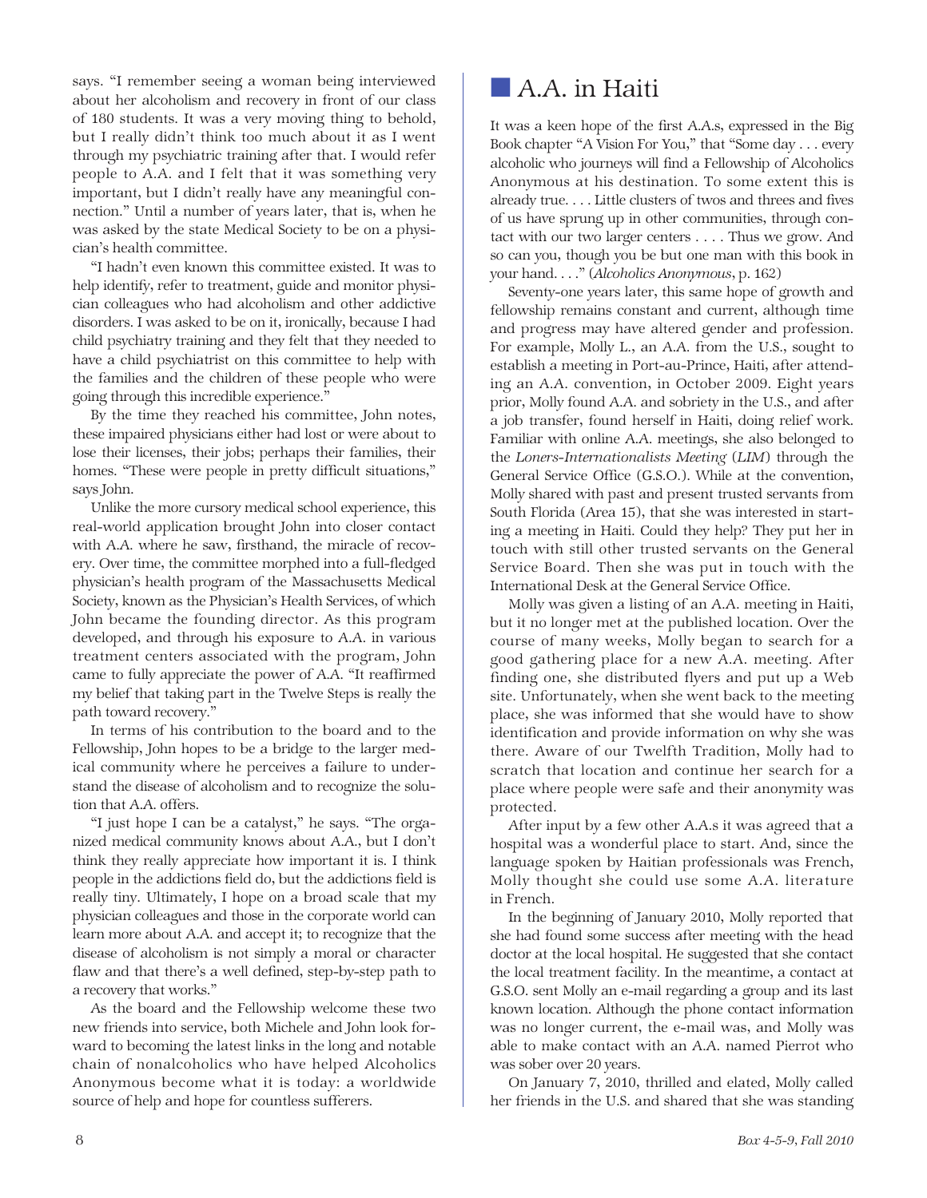says. "I remember seeing a woman being interviewed about her alcoholism and recovery in front of our class of 180 students. It was a very moving thing to behold, but I really didn't think too much about it as I went through my psychiatric training after that. I would refer people to A.A. and I felt that it was something very important, but I didn't really have any meaningful connection." Until a number of years later, that is, when he was asked by the state Medical Society to be on a physician's health committee.

"I hadn't even known this committee existed. It was to help identify, refer to treatment, guide and monitor physician colleagues who had alcoholism and other addictive disorders. I was asked to be on it, ironically, because I had child psychiatry training and they felt that they needed to have a child psychiatrist on this committee to help with the families and the children of these people who were going through this incredible experience."

By the time they reached his committee, John notes, these impaired physicians either had lost or were about to lose their licenses, their jobs; perhaps their families, their homes. "These were people in pretty difficult situations," says John.

Unlike the more cursory medical school experience, this real-world application brought John into closer contact with A.A. where he saw, firsthand, the miracle of recovery. Over time, the committee morphed into a full-fledged physician's health program of the Massachusetts Medical Society, known as the Physician's Health Services, of which John became the founding director. As this program developed, and through his exposure to A.A. in various treatment centers associated with the program, John came to fully appreciate the power of A.A. "It reaffirmed my belief that taking part in the Twelve Steps is really the path toward recovery."

In terms of his contribution to the board and to the Fellowship, John hopes to be a bridge to the larger medical community where he perceives a failure to understand the disease of alcoholism and to recognize the solution that A.A. offers.

"I just hope I can be a catalyst," he says. "The organized medical community knows about A.A., but I don't think they really appreciate how important it is. I think people in the addictions field do, but the addictions field is really tiny. Ultimately, I hope on a broad scale that my physician colleagues and those in the corporate world can learn more about A.A. and accept it; to recognize that the disease of alcoholism is not simply a moral or character flaw and that there's a well defined, step-by-step path to a recovery that works."

As the board and the Fellowship welcome these two new friends into service, both Michele and John look forward to becoming the latest links in the long and notable chain of nonalcoholics who have helped Alcoholics Anonymous become what it is today: a worldwide source of help and hope for countless sufferers.

## A.A. in Haiti

It was a keen hope of the first A.A.s, expressed in the Big Book chapter "A Vision For You," that "Some day . . . every alcoholic who journeys will find a Fellowship of Alcoholics Anonymous at his destination. To some extent this is already true. . . . Little clusters of twos and threes and fives of us have sprung up in other communities, through contact with our two larger centers . . . . Thus we grow. And so can you, though you be but one man with this book in your hand. . . ." (*Alcoholics Anonymous*, p. 162)

Seventy-one years later, this same hope of growth and fellowship remains constant and current, although time and progress may have altered gender and profession. For example, Molly L., an A.A. from the U.S., sought to establish a meeting in Port-au-Prince, Haiti, after attending an A.A. convention, in October 2009. Eight years prior, Molly found A.A. and sobriety in the U.S., and after a job transfer, found herself in Haiti, doing relief work. Familiar with online A.A. meetings, she also belonged to the *Loners-Internationalists Meeting* (*LIM*) through the General Service Office (G.S.O.). While at the convention, Molly shared with past and present trusted servants from South Florida (Area 15), that she was interested in starting a meeting in Haiti. Could they help? They put her in touch with still other trusted servants on the General Service Board. Then she was put in touch with the International Desk at the General Service Office.

Molly was given a listing of an A.A. meeting in Haiti, but it no longer met at the published location. Over the course of many weeks, Molly began to search for a good gathering place for a new A.A. meeting. After finding one, she distributed flyers and put up a Web site. Unfortunately, when she went back to the meeting place, she was informed that she would have to show identification and provide information on why she was there. Aware of our Twelfth Tradition, Molly had to scratch that location and continue her search for a place where people were safe and their anonymity was protected.

After input by a few other A.A.s it was agreed that a hospital was a wonderful place to start. And, since the language spoken by Haitian professionals was French, Molly thought she could use some A.A. literature in French.

In the beginning of January 2010, Molly reported that she had found some success after meeting with the head doctor at the local hospital. He suggested that she contact the local treatment facility. In the meantime, a contact at G.S.O. sent Molly an e-mail regarding a group and its last known location. Although the phone contact information was no longer current, the e-mail was, and Molly was able to make contact with an A.A. named Pierrot who was sober over 20 years.

On January 7, 2010, thrilled and elated, Molly called her friends in the U.S. and shared that she was standing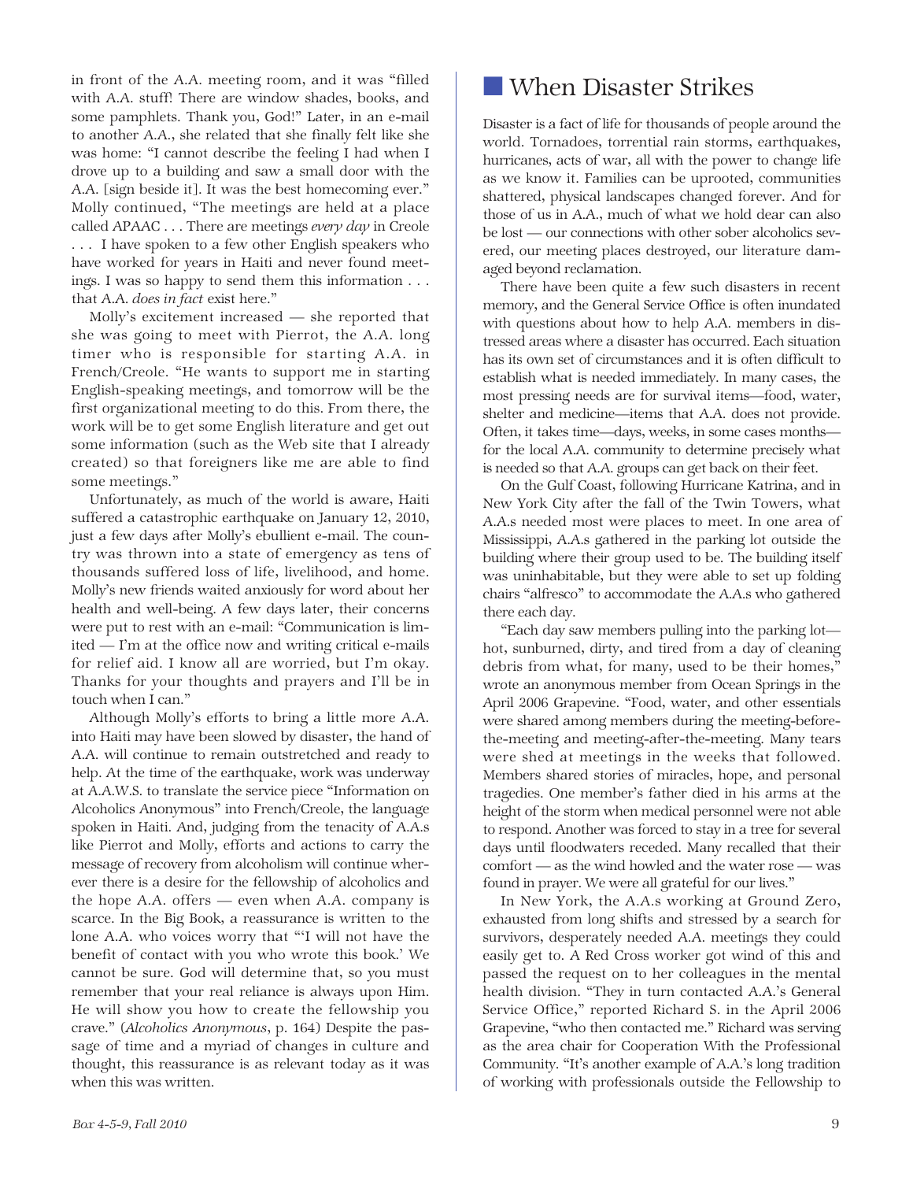in front of the A.A. meeting room, and it was "filled with A.A. stuff! There are window shades, books, and some pamphlets. Thank you, God!" Later, in an e-mail to another A.A., she related that she finally felt like she was home: "I cannot describe the feeling I had when I drove up to a building and saw a small door with the A.A. [sign beside it]. It was the best homecoming ever." Molly continued, "The meetings are held at a place called APAAC . . . There are meetings *every day* in Creole . . . I have spoken to a few other English speakers who have worked for years in Haiti and never found meetings. I was so happy to send them this information . . . that A.A. *does in fact* exist here."

Molly's excitement increased — she reported that she was going to meet with Pierrot, the A.A. long timer who is responsible for starting A.A. in French/Creole. "He wants to support me in starting English-speaking meetings, and tomorrow will be the first organizational meeting to do this. From there, the work will be to get some English literature and get out some information (such as the Web site that I already created) so that foreigners like me are able to find some meetings."

Unfortunately, as much of the world is aware, Haiti suffered a catastrophic earthquake on January 12, 2010, just a few days after Molly's ebullient e-mail. The country was thrown into a state of emergency as tens of thousands suffered loss of life, livelihood, and home. Molly's new friends waited anxiously for word about her health and well-being. A few days later, their concerns were put to rest with an e-mail: "Communication is limited — I'm at the office now and writing critical e-mails for relief aid. I know all are worried, but I'm okay. Thanks for your thoughts and prayers and I'll be in touch when I can."

Although Molly's efforts to bring a little more A.A. into Haiti may have been slowed by disaster, the hand of A.A. will continue to remain outstretched and ready to help. At the time of the earthquake, work was underway at A.A.W.S. to translate the service piece "Information on Alcoholics Anonymous" into French/Creole, the language spoken in Haiti. And, judging from the tenacity of A.A.s like Pierrot and Molly, efforts and actions to carry the message of recovery from alcoholism will continue wherever there is a desire for the fellowship of alcoholics and the hope A.A. offers — even when A.A. company is scarce. In the Big Book, a reassurance is written to the lone A.A. who voices worry that "'I will not have the benefit of contact with you who wrote this book.' We cannot be sure. God will determine that, so you must remember that your real reliance is always upon Him. He will show you how to create the fellowship you crave." (*Alcoholics Anonymous*, p. 164) Despite the passage of time and a myriad of changes in culture and thought, this reassurance is as relevant today as it was when this was written.

## When Disaster Strikes

Disaster is a fact of life for thousands of people around the world. Tornadoes, torrential rain storms, earthquakes, hurricanes, acts of war, all with the power to change life as we know it. Families can be uprooted, communities shattered, physical landscapes changed forever. And for those of us in A.A., much of what we hold dear can also be lost — our connections with other sober alcoholics severed, our meeting places destroyed, our literature damaged beyond reclamation.

There have been quite a few such disasters in recent memory, and the General Service Office is often inundated with questions about how to help A.A. members in distressed areas where a disaster has occurred. Each situation has its own set of circumstances and it is often difficult to establish what is needed immediately. In many cases, the most pressing needs are for survival items—food, water, shelter and medicine—items that A.A. does not provide. Often, it takes time—days, weeks, in some cases months—for the local A.A. community to determine precisely what is needed so that A.A. groups can get back on their feet.

On the Gulf Coast, following Hurricane Katrina, and in New York City after the fall of the Twin Towers, what A.A.s needed most were places to meet. In one area of Mississippi, A.A.s gathered in the parking lot outside the building where their group used to be. The building itself was uninhabitable, but they were able to set up folding chairs "alfresco" to accommodate the A.A.s who gathered there each day.

"Each day saw members pulling into the parking lot—hot, sunburned, dirty, and tired from a day of cleaning debris from what, for many, used to be their homes," wrote an anonymous member from Ocean Springs in the April 2006 Grapevine. "Food, water, and other essentials were shared among members during the meeting-before-the-meeting and meeting-after-the-meeting. Many tears were shed at meetings in the weeks that followed. Members shared stories of miracles, hope, and personal tragedies. One member's father died in his arms at the height of the storm when medical personnel were not able to respond. Another was forced to stay in a tree for several days until floodwaters receded. Many recalled that their comfort — as the wind howled and the water rose — was found in prayer. We were all grateful for our lives."

In New York, the A.A.s working at Ground Zero, exhausted from long shifts and stressed by a search for survivors, desperately needed A.A. meetings they could easily get to. A Red Cross worker got wind of this and passed the request on to her colleagues in the mental health division. "They in turn contacted A.A.'s General Service Office," reported Richard S. in the April 2006 Grapevine, "who then contacted me." Richard was serving as the area chair for Cooperation With the Professional Community. "It's another example of A.A.'s long tradition of working with professionals outside the Fellowship to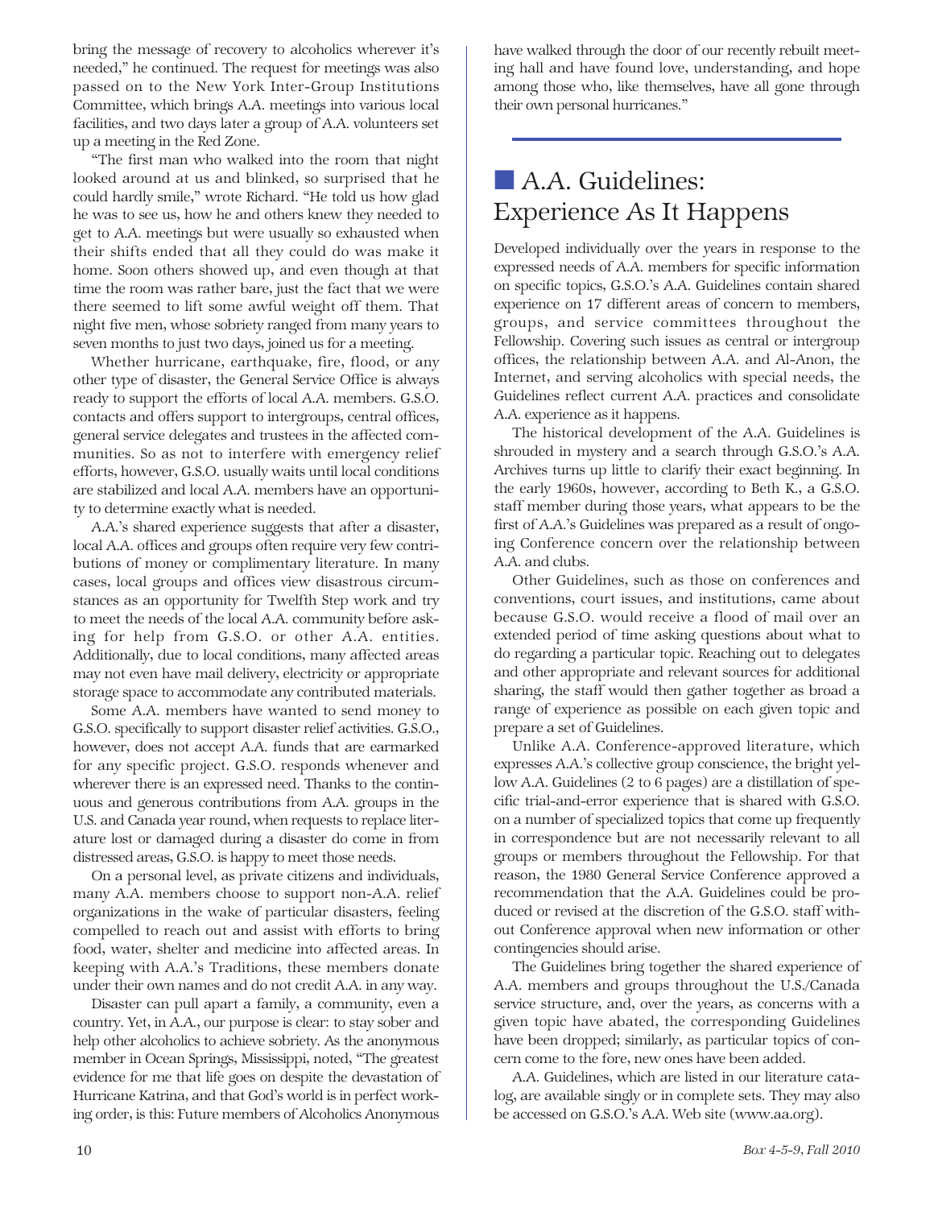bring the message of recovery to alcoholics wherever it's needed," he continued. The request for meetings was also passed on to the New York Inter-Group Institutions Committee, which brings A.A. meetings into various local facilities, and two days later a group of A.A. volunteers set up a meeting in the Red Zone.

"The first man who walked into the room that night looked around at us and blinked, so surprised that he could hardly smile," wrote Richard. "He told us how glad he was to see us, how he and others knew they needed to get to A.A. meetings but were usually so exhausted when their shifts ended that all they could do was make it home. Soon others showed up, and even though at that time the room was rather bare, just the fact that we were there seemed to lift some awful weight off them. That night five men, whose sobriety ranged from many years to seven months to just two days, joined us for a meeting.

Whether hurricane, earthquake, fire, flood, or any other type of disaster, the General Service Office is always ready to support the efforts of local A.A. members. G.S.O. contacts and offers support to intergroups, central offices, general service delegates and trustees in the affected communities. So as not to interfere with emergency relief efforts, however, G.S.O. usually waits until local conditions are stabilized and local A.A. members have an opportunity to determine exactly what is needed.

A.A.'s shared experience suggests that after a disaster, local A.A. offices and groups often require very few contributions of money or complimentary literature. In many cases, local groups and offices view disastrous circumstances as an opportunity for Twelfth Step work and try to meet the needs of the local A.A. community before asking for help from G.S.O. or other A.A. entities. Additionally, due to local conditions, many affected areas may not even have mail delivery, electricity or appropriate storage space to accommodate any contributed materials.

Some A.A. members have wanted to send money to G.S.O. specifically to support disaster relief activities. G.S.O., however, does not accept A.A. funds that are earmarked for any specific project. G.S.O. responds whenever and wherever there is an expressed need. Thanks to the continuous and generous contributions from A.A. groups in the U.S. and Canada year round, when requests to replace literature lost or damaged during a disaster do come in from distressed areas, G.S.O. is happy to meet those needs.

On a personal level, as private citizens and individuals, many A.A. members choose to support non-A.A. relief organizations in the wake of particular disasters, feeling compelled to reach out and assist with efforts to bring food, water, shelter and medicine into affected areas. In keeping with A.A.'s Traditions, these members donate under their own names and do not credit A.A. in any way.

Disaster can pull apart a family, a community, even a country. Yet, in A.A., our purpose is clear: to stay sober and help other alcoholics to achieve sobriety. As the anonymous member in Ocean Springs, Mississippi, noted, "The greatest evidence for me that life goes on despite the devastation of Hurricane Katrina, and that God's world is in perfect working order, is this: Future members of Alcoholics Anonymous have walked through the door of our recently rebuilt meeting hall and have found love, understanding, and hope among those who, like themselves, have all gone through their own personal hurricanes."

## A.A. Guidelines: Experience As It Happens

Developed individually over the years in response to the expressed needs of A.A. members for specific information on specific topics, G.S.O.'s A.A. Guidelines contain shared experience on 17 different areas of concern to members, groups, and service committees throughout the Fellowship. Covering such issues as central or intergroup offices, the relationship between A.A. and Al-Anon, the Internet, and serving alcoholics with special needs, the Guidelines reflect current A.A. practices and consolidate A.A. experience as it happens.

The historical development of the A.A. Guidelines is shrouded in mystery and a search through G.S.O.'s A.A. Archives turns up little to clarify their exact beginning. In the early 1960s, however, according to Beth K., a G.S.O. staff member during those years, what appears to be the first of A.A.'s Guidelines was prepared as a result of ongoing Conference concern over the relationship between A.A. and clubs.

Other Guidelines, such as those on conferences and conventions, court issues, and institutions, came about because G.S.O. would receive a flood of mail over an extended period of time asking questions about what to do regarding a particular topic. Reaching out to delegates and other appropriate and relevant sources for additional sharing, the staff would then gather together as broad a range of experience as possible on each given topic and prepare a set of Guidelines.

Unlike A.A. Conference-approved literature, which expresses A.A.'s collective group conscience, the bright yellow A.A. Guidelines (2 to 6 pages) are a distillation of specific trial-and-error experience that is shared with G.S.O. on a number of specialized topics that come up frequently in correspondence but are not necessarily relevant to all groups or members throughout the Fellowship. For that reason, the 1980 General Service Conference approved a recommendation that the A.A. Guidelines could be produced or revised at the discretion of the G.S.O. staff without Conference approval when new information or other contingencies should arise.

The Guidelines bring together the shared experience of A.A. members and groups throughout the U.S./Canada service structure, and, over the years, as concerns with a given topic have abated, the corresponding Guidelines have been dropped; similarly, as particular topics of concern come to the fore, new ones have been added.

A.A. Guidelines, which are listed in our literature catalog, are available singly or in complete sets. They may also be accessed on G.S.O.'s A.A. Web site (www.aa.org).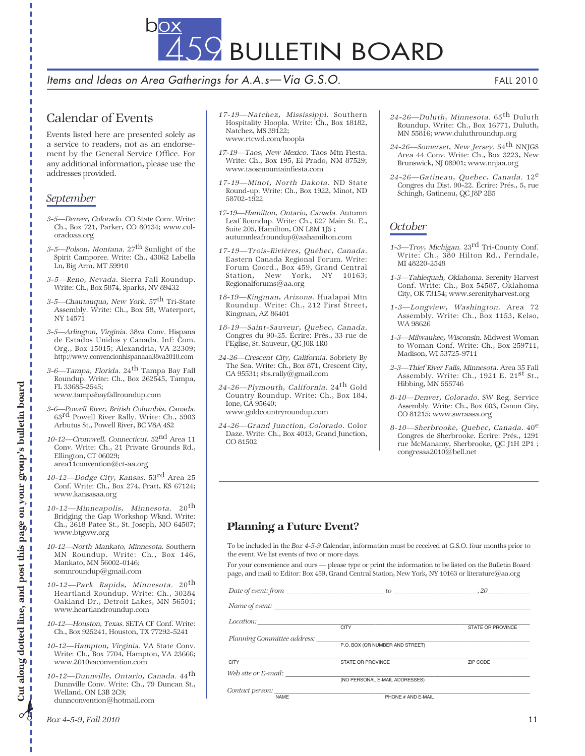# Box 459 BULLETIN BOARD

*Items and Ideas on Area Gatherings for A.A.s—Via G.S.O.*

FALL 2010

## Calendar of Events

Events listed here are presented solely as a service to readers, not as an endorsement by the General Service Office. For any additional information, please use the addresses provided.

### September

*3-5—Denver, Colorado.* CO State Conv. Write: Ch., Box 721, Parker, CO 80134; www.coloradoaa.org

*3-5—Polson, Montana.* 27th Sunlight of the Spirit Camporee. Write: Ch., 43062 Labella Ln, Big Arm, MT 59910

*3-5—Reno, Nevada.* Sierra Fall Roundup. Write: Ch., Box 5874, Sparks, NV 89432

*3-5—Chautauqua, New York.* 57th Tri-State Assembly. Write: Ch., Box 58, Waterport, NY 14571

*3-5—Arlington, Virginia.* 38va Conv. Hispana de Estados Unidos y Canada. Inf: Com. Org., Box 15015; Alexandria, VA 22309; http://www.convencionhispanaaa38va2010.com

*3-6—Tampa, Florida.* 24th Tampa Bay Fall Roundup. Write: Ch., Box 262545, Tampa, FL 33685-2545; www.tampabayfallroundup.com

*3-6—Powell River, British Columbia, Canada.* 63rd Powell River Rally. Write: Ch., 5903 Arbutus St., Powell River, BC V8A 4S2

*10-12—Cromwell, Connecticut.* 52nd Area 11 Conv. Write: Ch., 21 Private Grounds Rd., Ellington, CT 06029; area11convention@ct-aa.org

*10-12—Dodge City, Kansas.* 53rd Area 25 Conf. Write: Ch., Box 274, Pratt, KS 67124; www.kansasaa.org

*10-12—Minneapolis, Minnesota.* 20th Bridging the Gap Workshop Wknd. Write: Ch., 2618 Patee St., St. Joseph, MO 64507; www.btgww.org

*10-12—North Mankato, Minnesota.* Southern MN Roundup. Write: Ch., Box 146, Mankato, MN 56002-0146; somnroundup@gmail.com

*10-12—Park Rapids, Minnesota.* 20th Heartland Roundup. Write: Ch., 30284 Oakland Dr., Detroit Lakes, MN 56501; www.heartlandroundup.com

*10-12—Houston, Texas.* SETA CF Conf. Write: Ch., Box 925241, Houston, TX 77292-5241

*10-12—Hampton, Virginia.* VA State Conv. Write: Ch., Box 7704, Hampton, VA 23666; www.2010vaconvention.com

*10-12—Dunnville, Ontario, Canada.* 44th Dunnville Conv. Write: Ch., 79 Duncan St., Welland, ON L3B 2C9; dunnconvention@hotmail.com

*17-19—Natchez, Mississippi.* Southern Hospitality Hoopla. Write: Ch., Box 18182, Natchez, MS 39122; www.rtcwd.com/hoopla

*17-19—Taos, New Mexico.* Taos Mtn Fiesta. Write: Ch., Box 195, El Prado, NM 87529; www.taosmountainfiesta.com

*17-19—Minot, North Dakota.* ND State Round-up. Write: Ch., Box 1922, Minot, ND 58702-1922

*17-19—Hamilton, Ontario, Canada.* Autumn Leaf Roundup. Write: Ch., 627 Main St. E., Suite 205, Hamilton, ON L8M 1J5 ; autumnleafroundup@aahamilton.com

*17-19—Trois-Rivières, Québec, Canada.* Eastern Canada Regional Forum. Write: Forum Coord., Box 459, Grand Central Station, New York, NY 10163; Regionalforums@aa.org

*18-19—Kingman, Arizona.* Hualapai Mtn Roundup. Write: Ch., 212 First Street, Kingman, AZ 86401

*18-19—Saint-Sauveur, Quebec, Canada.* Congres du 90-25. Écrire: Prés., 33 rue de l'Eglise, St. Sauveur, QC J0R 1R0

*24-26—Crescent City, California.* Sobriety By The Sea. Write: Ch., Box 871, Crescent City, CA 95531; sbs.rally@gmail.com

*24-26—Plymouth, California.* 24th Gold Country Roundup. Write: Ch., Box 184, Ione, CA 95640; www.goldcountryroundup.com

*24-26—Grand Junction, Colorado.* Color Daze. Write: Ch., Box 4013, Grand Junction, CO 81502

*24-26—Duluth, Minnesota.* 65th Duluth Roundup. Write: Ch., Box 16771, Duluth, MN 55816; www.duluthroundup.org

*24-26—Somerset, New Jersey.* 54th NNJGS Area 44 Conv. Write: Ch., Box 3223, New Brunswick, NJ 08901; www.nnjaa.org

*24-26—Gatineau, Quebec, Canada.* 12e Congres du Dist. 90-22. Écrire: Prés., 5, rue Schingh, Gatineau, QC J8P 2B5

### October

*1-3—Troy, Michigan.* 23rd Tri-County Conf. Write: Ch., 380 Hilton Rd., Ferndale, MI 48220-2548

*1-3—Tahlequah, Oklahoma.* Serenity Harvest Conf. Write: Ch., Box 54587, Oklahoma City, OK 73154; www.serenityharvest.org

*1-3—Longview, Washington.* Area 72 Assembly. Write: Ch., Box 1153, Kelso, WA 98626

*1-3—Milwaukee, Wisconsin.* Midwest Woman to Woman Conf. Write: Ch., Box 259711, Madison, WI 53725-9711

*2-3—Thief River Falls, Minnesota.* Area 35 Fall Assembly. Write: Ch., 1921 E. 21st St., Hibbing, MN 555746

*8-10—Denver, Colorado.* SW Reg. Service Assembly. Write: Ch., Box 603, Canon City, CO 81215; www.swraasa.org

*8-10—Sherbrooke, Quebec, Canada.* 40e Congres de Sherbrooke. Écrire: Prés., 1291 rue McManamy, Sherbrooke, QC J1H 2P1 ; congresaa2010@bell.net

## Planning a Future Event?

To be included in the *Box 4-5-9* Calendar, information must be received at G.S.O. four months prior to the event. We list events of two or more days.

For your convenience and ours — please type or print the information to be listed on the Bulletin Board page, and mail to Editor: Box 459, Grand Central Station, New York, NY 10163 or literature@aa.org

*Date of event: from* ______________________ *to* ______________________, *20*__________

*Name of event:* ______________________________________________________________

*Location:* ______________________ CITY ______________________ STATE OR PROVINCE

*Planning Committee address:* ______________________ P.O. BOX (OR NUMBER AND STREET)

______________ CITY ______________ STATE OR PROVINCE ______________ ZIP CODE

*Web site or E-mail:* ______________________ (NO PERSONAL E-MAIL ADDRESSES)

*Contact person:* ______________ NAME ______________ PHONE # AND E-MAIL

Cut along dotted line, and post this page on your group's bulletin board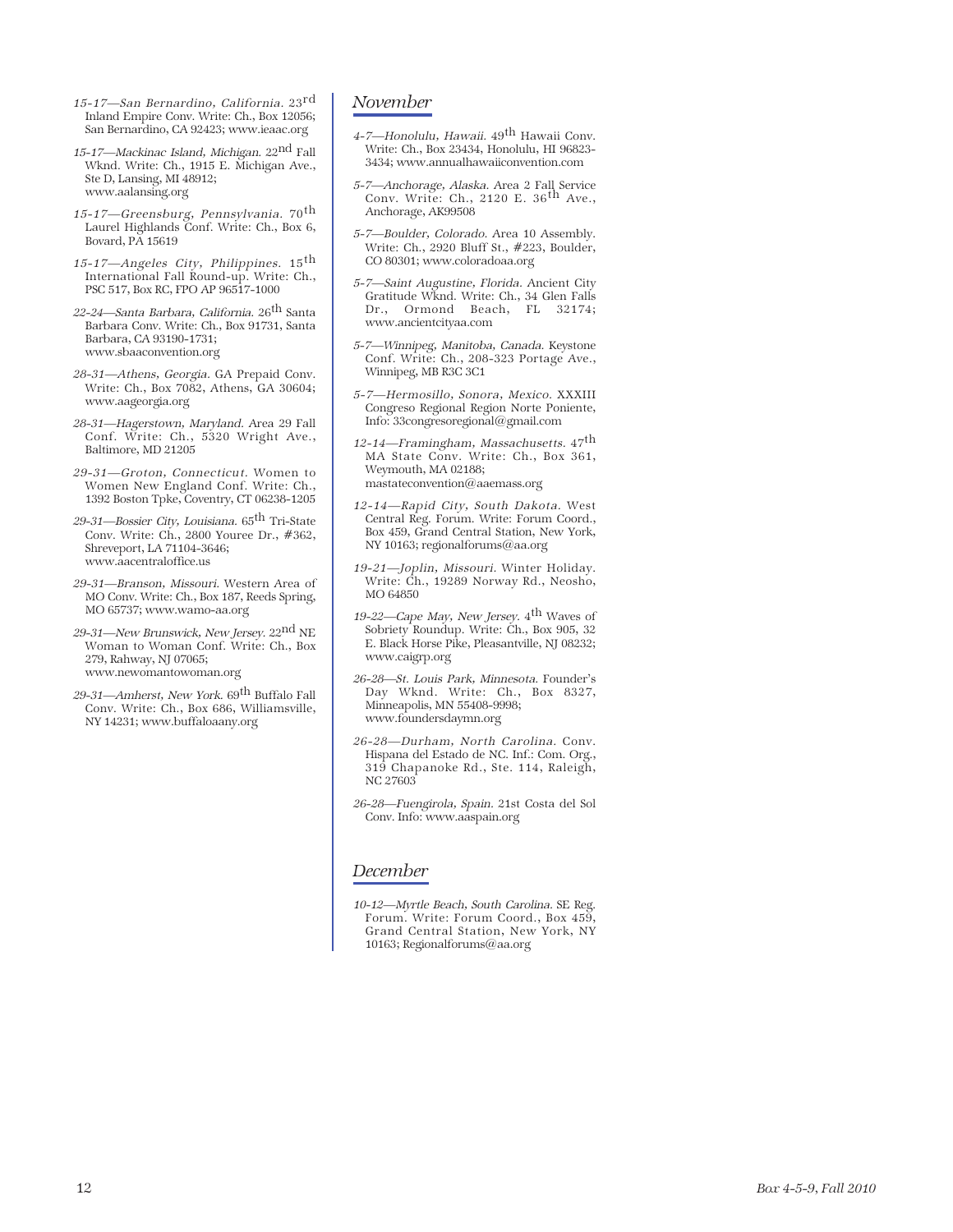*15-17—San Bernardino, California.* 23rd Inland Empire Conv. Write: Ch., Box 12056; San Bernardino, CA 92423; www.ieaac.org

*15-17—Mackinac Island, Michigan.* 22nd Fall Wknd. Write: Ch., 1915 E. Michigan Ave., Ste D, Lansing, MI 48912; www.aalansing.org

*15-17—Greensburg, Pennsylvania.* 70th Laurel Highlands Conf. Write: Ch., Box 6, Bovard, PA 15619

*15-17—Angeles City, Philippines.* 15th International Fall Round-up. Write: Ch., PSC 517, Box RC, FPO AP 96517-1000

*22-24—Santa Barbara, California.* 26th Santa Barbara Conv. Write: Ch., Box 91731, Santa Barbara, CA 93190-1731; www.sbaaconvention.org

*28-31—Athens, Georgia.* GA Prepaid Conv. Write: Ch., Box 7082, Athens, GA 30604; www.aageorgia.org

*28-31—Hagerstown, Maryland.* Area 29 Fall Conf. Write: Ch., 5320 Wright Ave., Baltimore, MD 21205

*29-31—Groton, Connecticut.* Women to Women New England Conf. Write: Ch., 1392 Boston Tpke, Coventry, CT 06238-1205

*29-31—Bossier City, Louisiana.* 65th Tri-State Conv. Write: Ch., 2800 Youree Dr., #362, Shreveport, LA 71104-3646; www.aacentraloffice.us

*29-31—Branson, Missouri.* Western Area of MO Conv. Write: Ch., Box 187, Reeds Spring, MO 65737; www.wamo-aa.org

*29-31—New Brunswick, New Jersey.* 22nd NE Woman to Woman Conf. Write: Ch., Box 279, Rahway, NJ 07065; www.newomantowoman.org

*29-31—Amherst, New York.* 69th Buffalo Fall Conv. Write: Ch., Box 686, Williamsville, NY 14231; www.buffaloaany.org

## *November*

*4-7—Honolulu, Hawaii.* 49th Hawaii Conv. Write: Ch., Box 23434, Honolulu, HI 96823-3434; www.annualhawaiiconvention.com

*5-7—Anchorage, Alaska.* Area 2 Fall Service Conv. Write: Ch., 2120 E. 36th Ave., Anchorage, AK99508

*5-7—Boulder, Colorado.* Area 10 Assembly. Write: Ch., 2920 Bluff St., #223, Boulder, CO 80301; www.coloradoaa.org

*5-7—Saint Augustine, Florida.* Ancient City Gratitude Wknd. Write: Ch., 34 Glen Falls Dr., Ormond Beach, FL 32174; www.ancientcityaa.com

*5-7—Winnipeg, Manitoba, Canada.* Keystone Conf. Write: Ch., 208-323 Portage Ave., Winnipeg, MB R3C 3C1

*5-7—Hermosillo, Sonora, Mexico.* XXXIII Congreso Regional Region Norte Poniente, Info: 33congresoregional@gmail.com

*12-14—Framingham, Massachusetts.* 47th MA State Conv. Write: Ch., Box 361, Weymouth, MA 02188; mastateconvention@aaemass.org

*12-14—Rapid City, South Dakota.* West Central Reg. Forum. Write: Forum Coord., Box 459, Grand Central Station, New York, NY 10163; regionalforums@aa.org

*19-21—Joplin, Missouri.* Winter Holiday. Write: Ch., 19289 Norway Rd., Neosho, MO 64850

*19-22—Cape May, New Jersey.* 4th Waves of Sobriety Roundup. Write: Ch., Box 905, 32 E. Black Horse Pike, Pleasantville, NJ 08232; www.caigrp.org

*26-28—St. Louis Park, Minnesota.* Founder's Day Wknd. Write: Ch., Box 8327, Minneapolis, MN 55408-9998; www.foundersdaymn.org

*26-28—Durham, North Carolina.* Conv. Hispana del Estado de NC. Inf.: Com. Org., 319 Chapanoke Rd., Ste. 114, Raleigh, NC 27603

*26-28—Fuengirola, Spain.* 21st Costa del Sol Conv. Info: www.aaspain.org

## *December*

*10-12—Myrtle Beach, South Carolina.* SE Reg. Forum. Write: Forum Coord., Box 459, Grand Central Station, New York, NY 10163; Regionalforums@aa.org